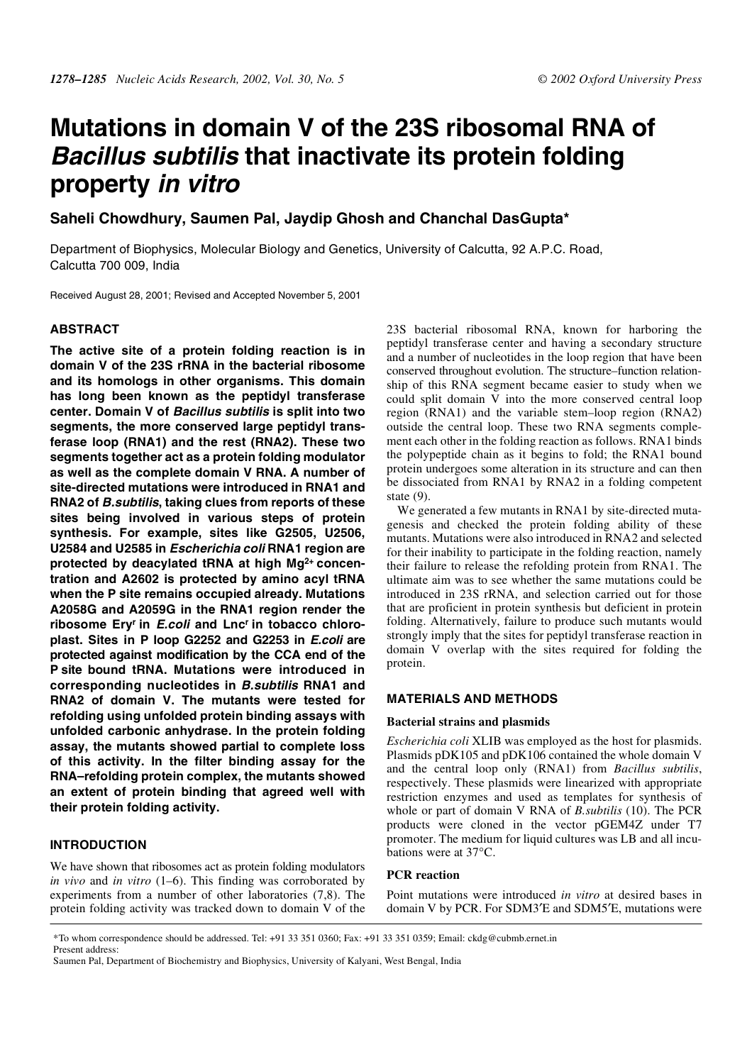# Mutations in domain V of the 23S ribosomal RNA of *Bacillus subtilis* that inactivate its protein folding property *in vitro*

**Saheli Chowdhury, Saumen Pal, Jaydip Ghosh and Chanchal DasGupta***

Department of Biophysics, Molecular Biology and Genetics, University of Calcutta, 92 A.P.C. Road, Calcutta 700 009, India

Received August 28, 2001; Revised and Accepted November 5, 2001

## ABSTRACT

**The active site of a protein folding reaction is in domain V of the 23S rRNA in the bacterial ribosome and its homologs in other organisms. This domain has long been known as the peptidyl transferase center. Domain V of *Bacillus subtilis* is split into two segments, the more conserved large peptidyl transferase loop (RNA1) and the rest (RNA2). These two segments together act as a protein folding modulator as well as the complete domain V RNA. A number of site-directed mutations were introduced in RNA1 and RNA2 of *B.subtilis*, taking clues from reports of these sites being involved in various steps of protein synthesis. For example, sites like G2505, U2506, U2584 and U2585 in *Escherichia coli* RNA1 region are protected by deacylated tRNA at high $Mg^{2+}$ concentration and A2602 is protected by amino acyl tRNA when the P site remains occupied already. Mutations A2058G and A2059G in the RNA1 region render the ribosome Ery$^r$ in *E.coli* and Lnc$^r$ in tobacco chloroplast. Sites in P loop G2252 and G2253 in *E.coli* are protected against modification by the CCA end of the P site bound tRNA. Mutations were introduced in corresponding nucleotides in *B.subtilis* RNA1 and RNA2 of domain V. The mutants were tested for refolding using unfolded protein binding assays with unfolded carbonic anhydrase. In the protein folding assay, the mutants showed partial to complete loss of this activity. In the filter binding assay for the RNA–refolding protein complex, the mutants showed an extent of protein binding that agreed well with their protein folding activity.**

## INTRODUCTION

We have shown that ribosomes act as protein folding modulators *in vivo* and *in vitro* (1–6). This finding was corroborated by experiments from a number of other laboratories (7,8). The protein folding activity was tracked down to domain V of the 23S bacterial ribosomal RNA, known for harboring the peptidyl transferase center and having a secondary structure and a number of nucleotides in the loop region that have been conserved throughout evolution. The structure–function relationship of this RNA segment became easier to study when we could split domain V into the more conserved central loop region (RNA1) and the variable stem–loop region (RNA2) outside the central loop. These two RNA segments complement each other in the folding reaction as follows. RNA1 binds the polypeptide chain as it begins to fold; the RNA1 bound protein undergoes some alteration in its structure and can then be dissociated from RNA1 by RNA2 in a folding competent state (9).

We generated a few mutants in RNA1 by site-directed mutagenesis and checked the protein folding ability of these mutants. Mutations were also introduced in RNA2 and selected for their inability to participate in the folding reaction, namely their failure to release the refolding protein from RNA1. The ultimate aim was to see whether the same mutations could be introduced in 23S rRNA, and selection carried out for those that are proficient in protein synthesis but deficient in protein folding. Alternatively, failure to produce such mutants would strongly imply that the sites for peptidyl transferase reaction in domain V overlap with the sites required for folding the protein.

## MATERIALS AND METHODS

### Bacterial strains and plasmids

*Escherichia coli* XLIB was employed as the host for plasmids. Plasmids pDK105 and pDK106 contained the whole domain V and the central loop only (RNA1) from *Bacillus subtilis*, respectively. These plasmids were linearized with appropriate restriction enzymes and used as templates for synthesis of whole or part of domain V RNA of *B.subtilis* (10). The PCR products were cloned in the vector pGEM4Z under T7 promoter. The medium for liquid cultures was LB and all incubations were at 37°C.

### PCR reaction

Point mutations were introduced *in vitro* at desired bases in domain V by PCR. For SDM3′E and SDM5′E, mutations were

*To whom correspondence should be addressed. Tel: +91 33 351 0360; Fax: +91 33 351 0359; Email: ckdg@cubmb.ernet.in
Present address:
Saumen Pal, Department of Biochemistry and Biophysics, University of Kalyani, West Bengal, India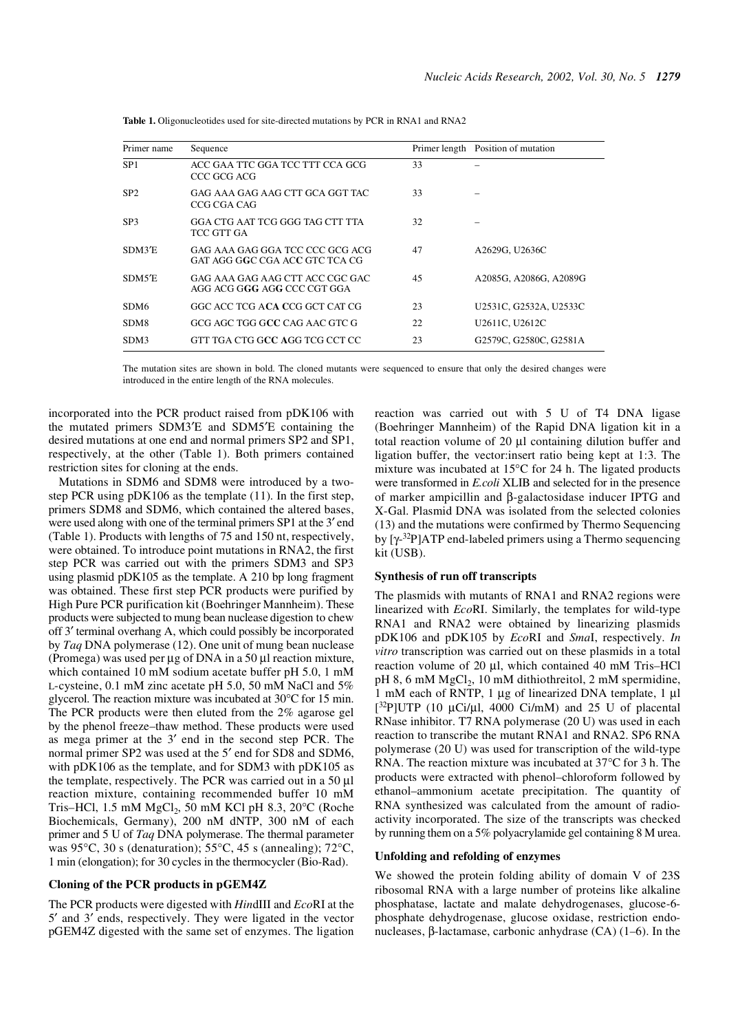**Table 1.** Oligonucleotides used for site-directed mutations by PCR in RNA1 and RNA2

| Primer name | Sequence | Primer length | Position of mutation |
|---|---|---|---|
| SP1 | ACC GAA TTC GGA TCC TTT CCA GCG CCC GCG ACG | 33 | – |
| SP2 | GAG AAA GAG AAG CTT GCA GGT TAC CCG CGA CAG | 33 | – |
| SP3 | GGA CTG AAT TCG GGG TAG CTT TTA TCC GTT GA | 32 | – |
| SDM3′E | GAG AAA GAG GGA TCC CCC GCG ACG GAT AGG G**G**C CGA AC**C** GTC TCA CG | 47 | A2629G, U2636C |
| SDM5′E | GAG AAA GAG AAG CTT ACC CGC GAC AGG ACG G**GG** AG**G** CCC CGT GGA | 45 | A2085G, A2086G, A2089G |
| SDM6 | GGC ACC TCG A**CA C**CG GCT CAT CG | 23 | U2531C, G2532A, U2533C |
| SDM8 | GCG AGC TGG G**CC** CAG AAC GTC G | 22 | U2611C, U2612C |
| SDM3 | GTT TGA CTG G**CC A**GG TCG CCT CC | 23 | G2579C, G2580C, G2581A |

The mutation sites are shown in bold. The cloned mutants were sequenced to ensure that only the desired changes were introduced in the entire length of the RNA molecules.

incorporated into the PCR product raised from pDK106 with the mutated primers SDM3′E and SDM5′E containing the desired mutations at one end and normal primers SP2 and SP1, respectively, at the other (Table 1). Both primers contained restriction sites for cloning at the ends.

Mutations in SDM6 and SDM8 were introduced by a two-step PCR using pDK106 as the template (11). In the first step, primers SDM8 and SDM6, which contained the altered bases, were used along with one of the terminal primers SP1 at the 3′ end (Table 1). Products with lengths of 75 and 150 nt, respectively, were obtained. To introduce point mutations in RNA2, the first step PCR was carried out with the primers SDM3 and SP3 using plasmid pDK105 as the template. A 210 bp long fragment was obtained. These first step PCR products were purified by High Pure PCR purification kit (Boehringer Mannheim). These products were subjected to mung bean nuclease digestion to chew off 3′ terminal overhang A, which could possibly be incorporated by *Taq* DNA polymerase (12). One unit of mung bean nuclease (Promega) was used per µg of DNA in a 50 µl reaction mixture, which contained 10 mM sodium acetate buffer pH 5.0, 1 mM L-cysteine, 0.1 mM zinc acetate pH 5.0, 50 mM NaCl and 5% glycerol. The reaction mixture was incubated at 30°C for 15 min. The PCR products were then eluted from the 2% agarose gel by the phenol freeze–thaw method. These products were used as mega primer at the 3′ end in the second step PCR. The normal primer SP2 was used at the 5′ end for SD8 and SDM6, with pDK106 as the template, and for SDM3 with pDK105 as the template, respectively. The PCR was carried out in a 50 µl reaction mixture, containing recommended buffer 10 mM Tris–HCl, 1.5 mM $MgCl_2$, 50 mM KCl pH 8.3, 20°C (Roche Biochemicals, Germany), 200 nM dNTP, 300 nM of each primer and 5 U of *Taq* DNA polymerase. The thermal parameter was 95°C, 30 s (denaturation); 55°C, 45 s (annealing); 72°C, 1 min (elongation); for 30 cycles in the thermocycler (Bio-Rad).

### Cloning of the PCR products in pGEM4Z

The PCR products were digested with *Hin*dIII and *Eco*RI at the 5′ and 3′ ends, respectively. They were ligated in the vector pGEM4Z digested with the same set of enzymes. The ligation reaction was carried out with 5 U of T4 DNA ligase (Boehringer Mannheim) of the Rapid DNA ligation kit in a total reaction volume of 20 µl containing dilution buffer and ligation buffer, the vector:insert ratio being kept at 1:3. The mixture was incubated at 15°C for 24 h. The ligated products were transformed in *E.coli* XLIB and selected for in the presence of marker ampicillin and β-galactosidase inducer IPTG and X-Gal. Plasmid DNA was isolated from the selected colonies (13) and the mutations were confirmed by Thermo Sequencing by [γ-$^{32}$P]ATP end-labeled primers using a Thermo sequencing kit (USB).

### Synthesis of run off transcripts

The plasmids with mutants of RNA1 and RNA2 regions were linearized with *Eco*RI. Similarly, the templates for wild-type RNA1 and RNA2 were obtained by linearizing plasmids pDK106 and pDK105 by *Eco*RI and *Sma*I, respectively. *In vitro* transcription was carried out on these plasmids in a total reaction volume of 20 µl, which contained 40 mM Tris–HCl pH 8, 6 mM $MgCl_2$, 10 mM dithiothreitol, 2 mM spermidine, 1 mM each of RNTP, 1 µg of linearized DNA template, 1 µl [$^{32}$P]UTP (10 µCi/µl, 4000 Ci/mM) and 25 U of placental RNase inhibitor. T7 RNA polymerase (20 U) was used in each reaction to transcribe the mutant RNA1 and RNA2. SP6 RNA polymerase (20 U) was used for transcription of the wild-type RNA. The reaction mixture was incubated at 37°C for 3 h. The products were extracted with phenol–chloroform followed by ethanol–ammonium acetate precipitation. The quantity of RNA synthesized was calculated from the amount of radioactivity incorporated. The size of the transcripts was checked by running them on a 5% polyacrylamide gel containing 8 M urea.

### Unfolding and refolding of enzymes

We showed the protein folding ability of domain V of 23S ribosomal RNA with a large number of proteins like alkaline phosphatase, lactate and malate dehydrogenases, glucose-6-phosphate dehydrogenase, glucose oxidase, restriction endonucleases, β-lactamase, carbonic anhydrase (CA) (1–6). In the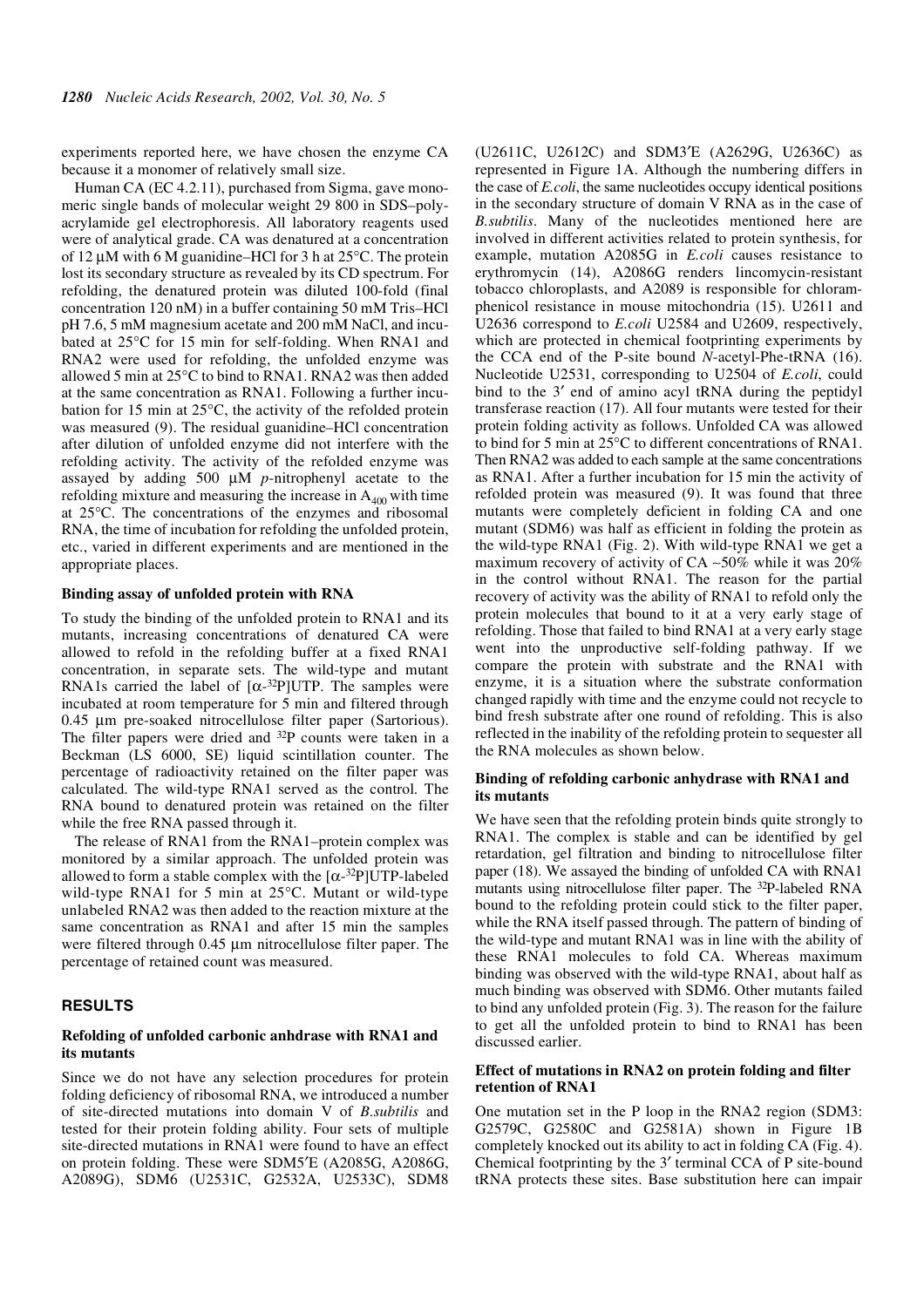experiments reported here, we have chosen the enzyme CA because it a monomer of relatively small size.

Human CA (EC 4.2.11), purchased from Sigma, gave monomeric single bands of molecular weight 29 800 in SDS–polyacrylamide gel electrophoresis. All laboratory reagents used were of analytical grade. CA was denatured at a concentration of 12 µM with 6 M guanidine–HCl for 3 h at 25°C. The protein lost its secondary structure as revealed by its CD spectrum. For refolding, the denatured protein was diluted 100-fold (final concentration 120 nM) in a buffer containing 50 mM Tris–HCl pH 7.6, 5 mM magnesium acetate and 200 mM NaCl, and incubated at 25°C for 15 min for self-folding. When RNA1 and RNA2 were used for refolding, the unfolded enzyme was allowed 5 min at 25°C to bind to RNA1. RNA2 was then added at the same concentration as RNA1. Following a further incubation for 15 min at 25°C, the activity of the refolded protein was measured (9). The residual guanidine–HCl concentration after dilution of unfolded enzyme did not interfere with the refolding activity. The activity of the refolded enzyme was assayed by adding 500 µM *p*-nitrophenyl acetate to the refolding mixture and measuring the increase in $A_{400}$ with time at 25°C. The concentrations of the enzymes and ribosomal RNA, the time of incubation for refolding the unfolded protein, etc., varied in different experiments and are mentioned in the appropriate places.

### Binding assay of unfolded protein with RNA

To study the binding of the unfolded protein to RNA1 and its mutants, increasing concentrations of denatured CA were allowed to refold in the refolding buffer at a fixed RNA1 concentration, in separate sets. The wild-type and mutant RNA1s carried the label of [$\alpha$-$^{32}$P]UTP. The samples were incubated at room temperature for 5 min and filtered through 0.45 µm pre-soaked nitrocellulose filter paper (Sartorious). The filter papers were dried and $^{32}$P counts were taken in a Beckman (LS 6000, SE) liquid scintillation counter. The percentage of radioactivity retained on the filter paper was calculated. The wild-type RNA1 served as the control. The RNA bound to denatured protein was retained on the filter while the free RNA passed through it.

The release of RNA1 from the RNA1–protein complex was monitored by a similar approach. The unfolded protein was allowed to form a stable complex with the [$\alpha$-$^{32}$P]UTP-labeled wild-type RNA1 for 5 min at 25°C. Mutant or wild-type unlabeled RNA2 was then added to the reaction mixture at the same concentration as RNA1 and after 15 min the samples were filtered through 0.45 µm nitrocellulose filter paper. The percentage of retained count was measured.

## RESULTS

### Refolding of unfolded carbonic anhdrase with RNA1 and its mutants

Since we do not have any selection procedures for protein folding deficiency of ribosomal RNA, we introduced a number of site-directed mutations into domain V of *B.subtilis* and tested for their protein folding ability. Four sets of multiple site-directed mutations in RNA1 were found to have an effect on protein folding. These were SDM5′E (A2085G, A2086G, A2089G), SDM6 (U2531C, G2532A, U2533C), SDM8 (U2611C, U2612C) and SDM3′E (A2629G, U2636C) as represented in Figure 1A. Although the numbering differs in the case of *E.coli*, the same nucleotides occupy identical positions in the secondary structure of domain V RNA as in the case of *B.subtilis*. Many of the nucleotides mentioned here are involved in different activities related to protein synthesis, for example, mutation A2085G in *E.coli* causes resistance to erythromycin (14), A2086G renders lincomycin-resistant tobacco chloroplasts, and A2089 is responsible for chloramphenicol resistance in mouse mitochondria (15). U2611 and U2636 correspond to *E.coli* U2584 and U2609, respectively, which are protected in chemical footprinting experiments by the CCA end of the P-site bound *N*-acetyl-Phe-tRNA (16). Nucleotide U2531, corresponding to U2504 of *E.coli*, could bind to the 3′ end of amino acyl tRNA during the peptidyl transferase reaction (17). All four mutants were tested for their protein folding activity as follows. Unfolded CA was allowed to bind for 5 min at 25°C to different concentrations of RNA1. Then RNA2 was added to each sample at the same concentrations as RNA1. After a further incubation for 15 min the activity of refolded protein was measured (9). It was found that three mutants were completely deficient in folding CA and one mutant (SDM6) was half as efficient in folding the protein as the wild-type RNA1 (Fig. 2). With wild-type RNA1 we get a maximum recovery of activity of CA ~50% while it was 20% in the control without RNA1. The reason for the partial recovery of activity was the ability of RNA1 to refold only the protein molecules that bound to it at a very early stage of refolding. Those that failed to bind RNA1 at a very early stage went into the unproductive self-folding pathway. If we compare the protein with substrate and the RNA1 with enzyme, it is a situation where the substrate conformation changed rapidly with time and the enzyme could not recycle to bind fresh substrate after one round of refolding. This is also reflected in the inability of the refolding protein to sequester all the RNA molecules as shown below.

### Binding of refolding carbonic anhydrase with RNA1 and its mutants

We have seen that the refolding protein binds quite strongly to RNA1. The complex is stable and can be identified by gel retardation, gel filtration and binding to nitrocellulose filter paper (18). We assayed the binding of unfolded CA with RNA1 mutants using nitrocellulose filter paper. The $^{32}$P-labeled RNA bound to the refolding protein could stick to the filter paper, while the RNA itself passed through. The pattern of binding of the wild-type and mutant RNA1 was in line with the ability of these RNA1 molecules to fold CA. Whereas maximum binding was observed with the wild-type RNA1, about half as much binding was observed with SDM6. Other mutants failed to bind any unfolded protein (Fig. 3). The reason for the failure to get all the unfolded protein to bind to RNA1 has been discussed earlier.

### Effect of mutations in RNA2 on protein folding and filter retention of RNA1

One mutation set in the P loop in the RNA2 region (SDM3: G2579C, G2580C and G2581A) shown in Figure 1B completely knocked out its ability to act in folding CA (Fig. 4). Chemical footprinting by the 3′ terminal CCA of P site-bound tRNA protects these sites. Base substitution here can impair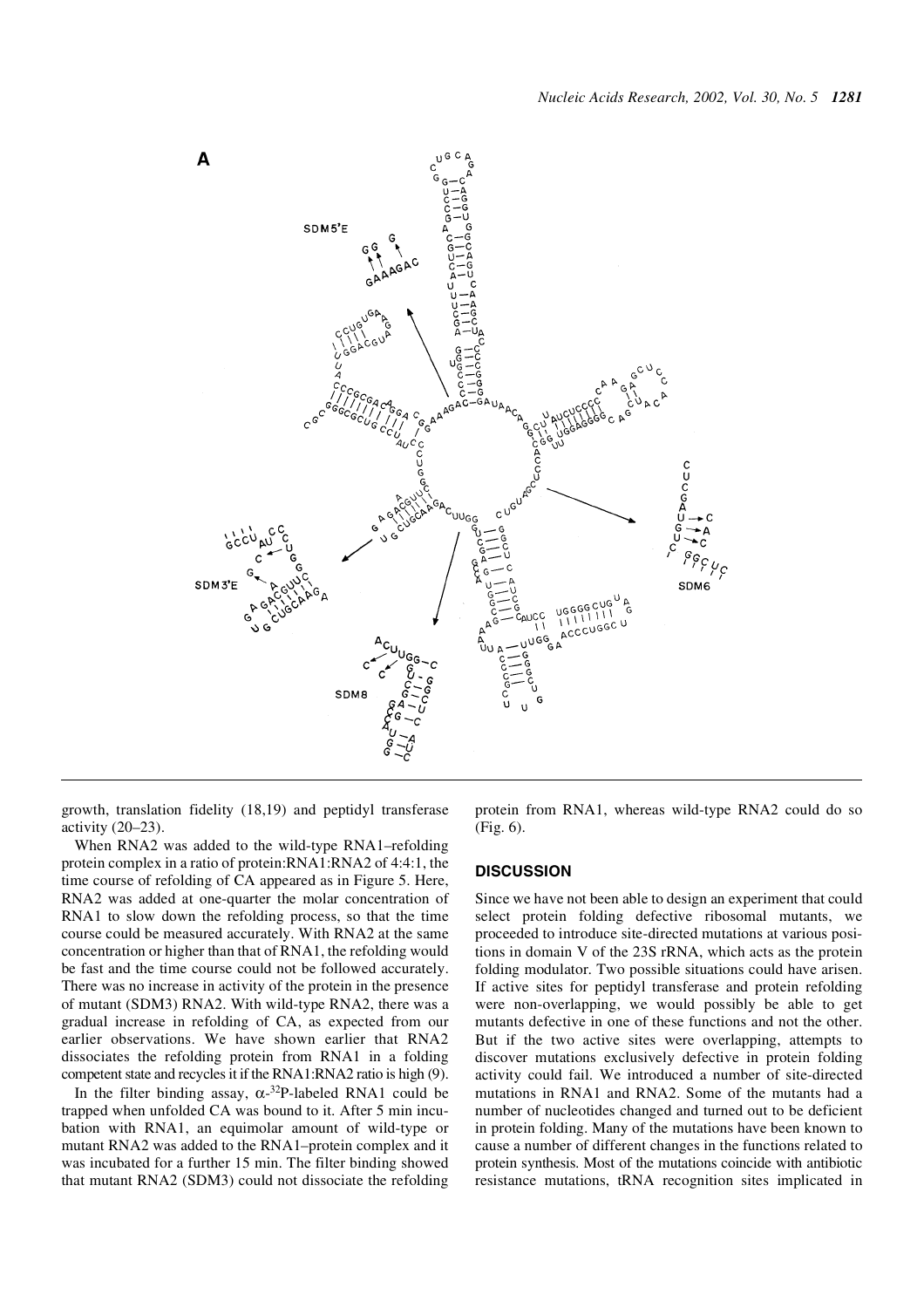growth, translation fidelity (18,19) and peptidyl transferase activity (20–23).

When RNA2 was added to the wild-type RNA1–refolding protein complex in a ratio of protein:RNA1:RNA2 of 4:4:1, the time course of refolding of CA appeared as in Figure 5. Here, RNA2 was added at one-quarter the molar concentration of RNA1 to slow down the refolding process, so that the time course could be measured accurately. With RNA2 at the same concentration or higher than that of RNA1, the refolding would be fast and the time course could not be followed accurately. There was no increase in activity of the protein in the presence of mutant (SDM3) RNA2. With wild-type RNA2, there was a gradual increase in refolding of CA, as expected from our earlier observations. We have shown earlier that RNA2 dissociates the refolding protein from RNA1 in a folding competent state and recycles it if the RNA1:RNA2 ratio is high (9).

In the filter binding assay, $\alpha$-$^{32}$P-labeled RNA1 could be trapped when unfolded CA was bound to it. After 5 min incubation with RNA1, an equimolar amount of wild-type or mutant RNA2 was added to the RNA1–protein complex and it was incubated for a further 15 min. The filter binding showed that mutant RNA2 (SDM3) could not dissociate the refolding protein from RNA1, whereas wild-type RNA2 could do so (Fig. 6).

## DISCUSSION

Since we have not been able to design an experiment that could select protein folding defective ribosomal mutants, we proceeded to introduce site-directed mutations at various positions in domain V of the 23S rRNA, which acts as the protein folding modulator. Two possible situations could have arisen. If active sites for peptidyl transferase and protein refolding were non-overlapping, we would possibly be able to get mutants defective in one of these functions and not the other. But if the two active sites were overlapping, attempts to discover mutations exclusively defective in protein folding activity could fail. We introduced a number of site-directed mutations in RNA1 and RNA2. Some of the mutants had a number of nucleotides changed and turned out to be deficient in protein folding. Many of the mutations have been known to cause a number of different changes in the functions related to protein synthesis. Most of the mutations coincide with antibiotic resistance mutations, tRNA recognition sites implicated in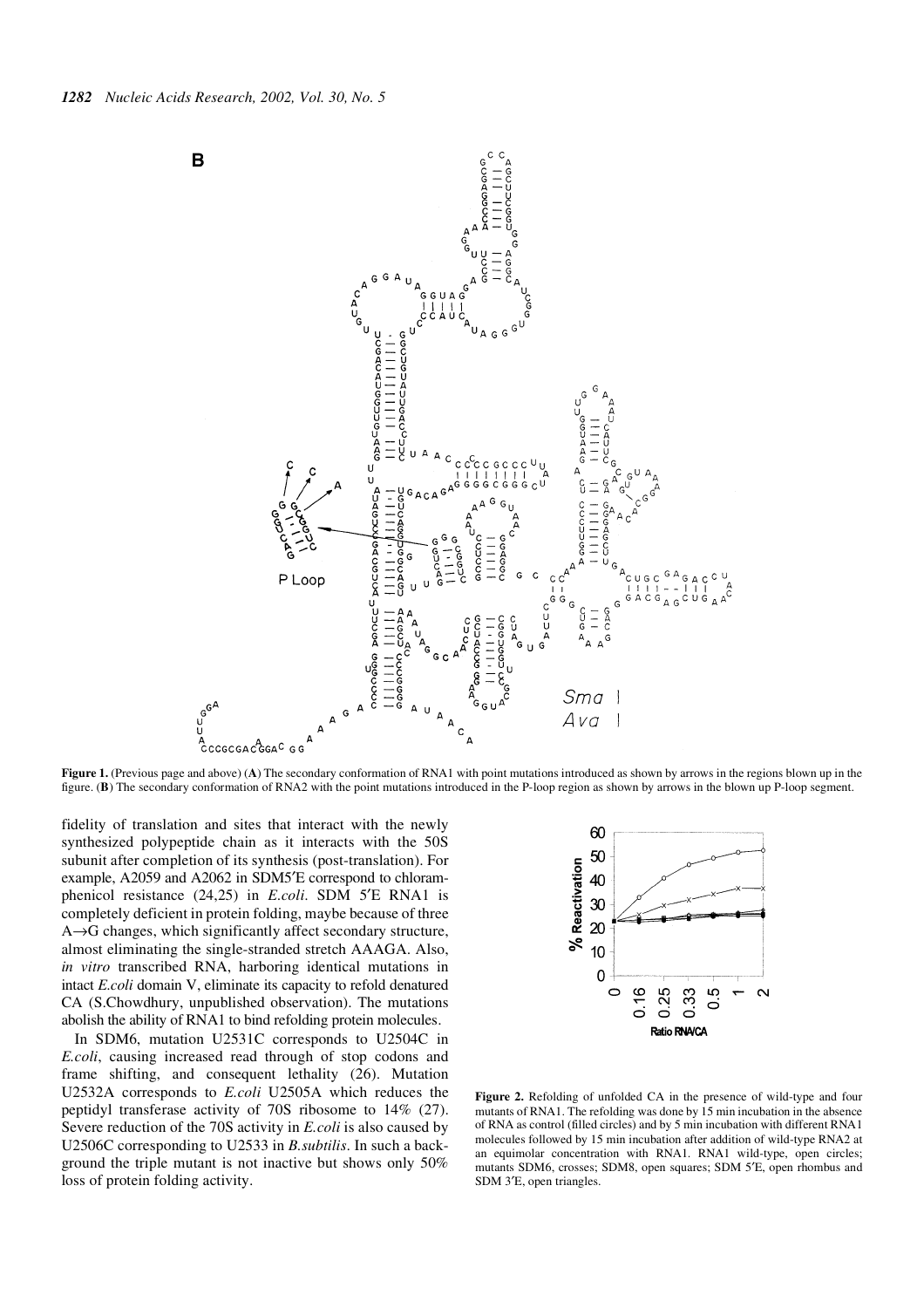**Figure 1.** (Previous page and above) (**A**) The secondary conformation of RNA1 with point mutations introduced as shown by arrows in the regions blown up in the figure. (**B**) The secondary conformation of RNA2 with the point mutations introduced in the P-loop region as shown by arrows in the blown up P-loop segment.

fidelity of translation and sites that interact with the newly synthesized polypeptide chain as it interacts with the 50S subunit after completion of its synthesis (post-translation). For example, A2059 and A2062 in SDM5′E correspond to chloramphenicol resistance (24,25) in *E.coli*. SDM 5′E RNA1 is completely deficient in protein folding, maybe because of three A→G changes, which significantly affect secondary structure, almost eliminating the single-stranded stretch AAAGA. Also, *in vitro* transcribed RNA, harboring identical mutations in intact *E.coli* domain V, eliminate its capacity to refold denatured CA (S.Chowdhury, unpublished observation). The mutations abolish the ability of RNA1 to bind refolding protein molecules.

In SDM6, mutation U2531C corresponds to U2504C in *E.coli*, causing increased read through of stop codons and frame shifting, and consequent lethality (26). Mutation U2532A corresponds to *E.coli* U2505A which reduces the peptidyl transferase activity of 70S ribosome to 14% (27). Severe reduction of the 70S activity in *E.coli* is also caused by U2506C corresponding to U2533 in *B.subtilis*. In such a background the triple mutant is not inactive but shows only 50% loss of protein folding activity.

**Figure 2.** Refolding of unfolded CA in the presence of wild-type and four mutants of RNA1. The refolding was done by 15 min incubation in the absence of RNA as control (filled circles) and by 5 min incubation with different RNA1 molecules followed by 15 min incubation after addition of wild-type RNA2 at an equimolar concentration with RNA1. RNA1 wild-type, open circles; mutants SDM6, crosses; SDM8, open squares; SDM 5′E, open rhombus and SDM 3′E, open triangles.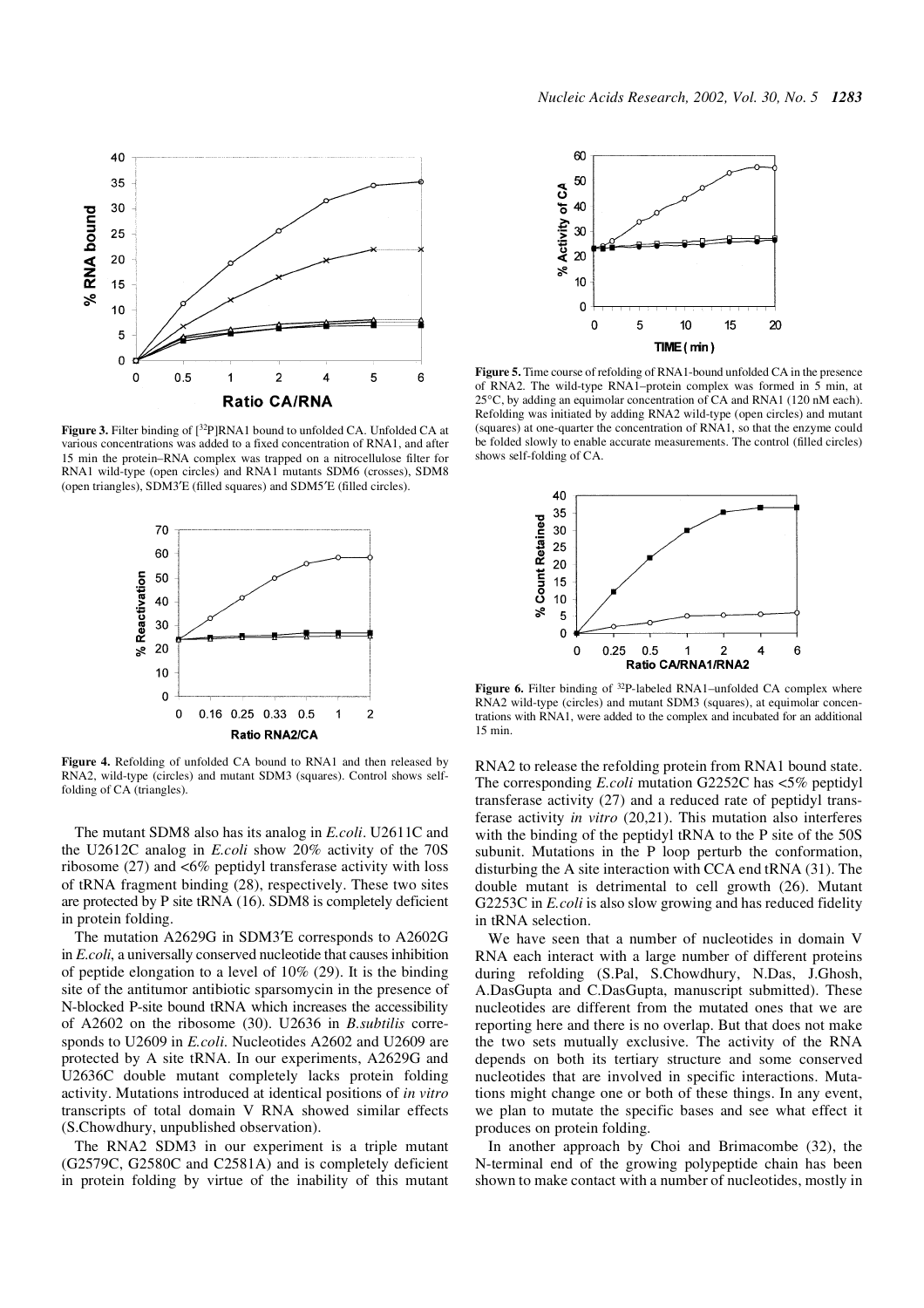**Figure 3.** Filter binding of [$^{32}$P]RNA1 bound to unfolded CA. Unfolded CA at various concentrations was added to a fixed concentration of RNA1, and after 15 min the protein–RNA complex was trapped on a nitrocellulose filter for RNA1 wild-type (open circles) and RNA1 mutants SDM6 (crosses), SDM8 (open triangles), SDM3′E (filled squares) and SDM5′E (filled circles).

**Figure 4.** Refolding of unfolded CA bound to RNA1 and then released by RNA2, wild-type (circles) and mutant SDM3 (squares). Control shows self-folding of CA (triangles).

**Figure 5.** Time course of refolding of RNA1-bound unfolded CA in the presence of RNA2. The wild-type RNA1–protein complex was formed in 5 min, at 25°C, by adding an equimolar concentration of CA and RNA1 (120 nM each). Refolding was initiated by adding RNA2 wild-type (open circles) and mutant (squares) at one-quarter the concentration of RNA1, so that the enzyme could be folded slowly to enable accurate measurements. The control (filled circles) shows self-folding of CA.

**Figure 6.** Filter binding of $^{32}$P-labeled RNA1–unfolded CA complex where RNA2 wild-type (circles) and mutant SDM3 (squares), at equimolar concentrations with RNA1, were added to the complex and incubated for an additional 15 min.

The mutant SDM8 also has its analog in *E.coli*. U2611C and the U2612C analog in *E.coli* show 20% activity of the 70S ribosome (27) and <6% peptidyl transferase activity with loss of tRNA fragment binding (28), respectively. These two sites are protected by P site tRNA (16). SDM8 is completely deficient in protein folding.

The mutation A2629G in SDM3′E corresponds to A2602G in *E.coli*, a universally conserved nucleotide that causes inhibition of peptide elongation to a level of 10% (29). It is the binding site of the antitumor antibiotic sparsomycin in the presence of N-blocked P-site bound tRNA which increases the accessibility of A2602 on the ribosome (30). U2636 in *B.subtilis* corresponds to U2609 in *E.coli*. Nucleotides A2602 and U2609 are protected by A site tRNA. In our experiments, A2629G and U2636C double mutant completely lacks protein folding activity. Mutations introduced at identical positions of *in vitro* transcripts of total domain V RNA showed similar effects (S.Chowdhury, unpublished observation).

The RNA2 SDM3 in our experiment is a triple mutant (G2579C, G2580C and C2581A) and is completely deficient in protein folding by virtue of the inability of this mutant RNA2 to release the refolding protein from RNA1 bound state. The corresponding *E.coli* mutation G2252C has <5% peptidyl transferase activity (27) and a reduced rate of peptidyl transferase activity *in vitro* (20,21). This mutation also interferes with the binding of the peptidyl tRNA to the P site of the 50S subunit. Mutations in the P loop perturb the conformation, disturbing the A site interaction with CCA end tRNA (31). The double mutant is detrimental to cell growth (26). Mutant G2253C in *E.coli* is also slow growing and has reduced fidelity in tRNA selection.

We have seen that a number of nucleotides in domain V RNA each interact with a large number of different proteins during refolding (S.Pal, S.Chowdhury, N.Das, J.Ghosh, A.DasGupta and C.DasGupta, manuscript submitted). These nucleotides are different from the mutated ones that we are reporting here and there is no overlap. But that does not make the two sets mutually exclusive. The activity of the RNA depends on both its tertiary structure and some conserved nucleotides that are involved in specific interactions. Mutations might change one or both of these things. In any event, we plan to mutate the specific bases and see what effect it produces on protein folding.

In another approach by Choi and Brimacombe (32), the N-terminal end of the growing polypeptide chain has been shown to make contact with a number of nucleotides, mostly in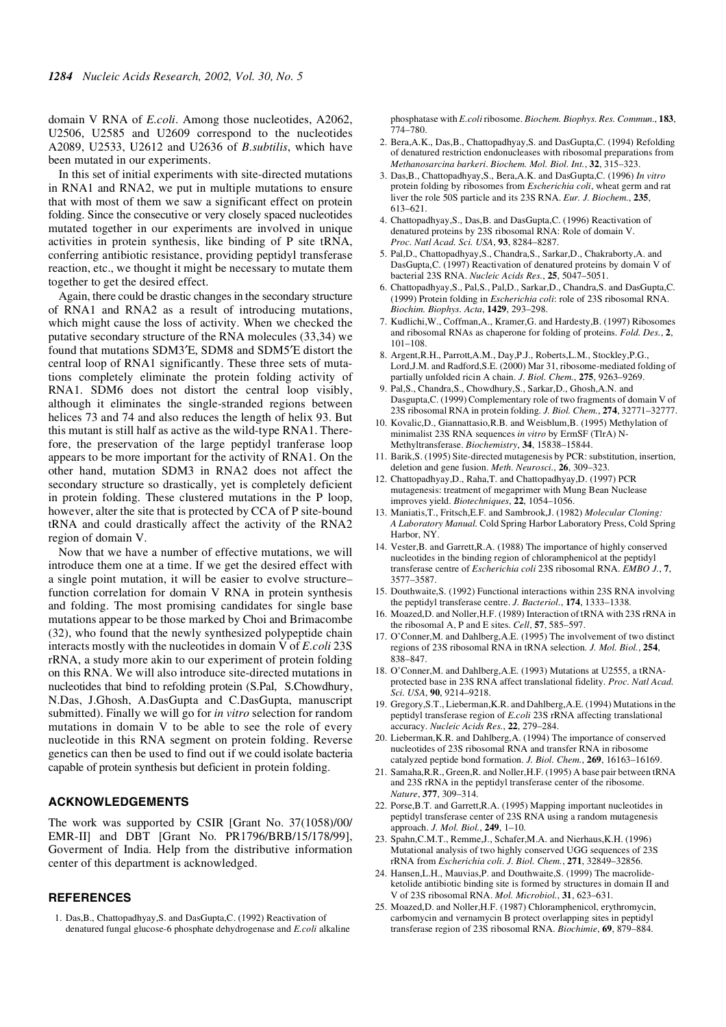domain V RNA of *E.coli*. Among those nucleotides, A2062, U2506, U2585 and U2609 correspond to the nucleotides A2089, U2533, U2612 and U2636 of *B.subtilis*, which have been mutated in our experiments.

In this set of initial experiments with site-directed mutations in RNA1 and RNA2, we put in multiple mutations to ensure that with most of them we saw a significant effect on protein folding. Since the consecutive or very closely spaced nucleotides mutated together in our experiments are involved in unique activities in protein synthesis, like binding of P site tRNA, conferring antibiotic resistance, providing peptidyl transferase reaction, etc., we thought it might be necessary to mutate them together to get the desired effect.

Again, there could be drastic changes in the secondary structure of RNA1 and RNA2 as a result of introducing mutations, which might cause the loss of activity. When we checked the putative secondary structure of the RNA molecules (33,34) we found that mutations SDM3′E, SDM8 and SDM5′E distort the central loop of RNA1 significantly. These three sets of mutations completely eliminate the protein folding activity of RNA1. SDM6 does not distort the central loop visibly, although it eliminates the single-stranded regions between helices 73 and 74 and also reduces the length of helix 93. But this mutant is still half as active as the wild-type RNA1. Therefore, the preservation of the large peptidyl tranferase loop appears to be more important for the activity of RNA1. On the other hand, mutation SDM3 in RNA2 does not affect the secondary structure so drastically, yet is completely deficient in protein folding. These clustered mutations in the P loop, however, alter the site that is protected by CCA of P site-bound tRNA and could drastically affect the activity of the RNA2 region of domain V.

Now that we have a number of effective mutations, we will introduce them one at a time. If we get the desired effect with a single point mutation, it will be easier to evolve structure–function correlation for domain V RNA in protein synthesis and folding. The most promising candidates for single base mutations appear to be those marked by Choi and Brimacombe (32), who found that the newly synthesized polypeptide chain interacts mostly with the nucleotides in domain V of *E.coli* 23S rRNA, a study more akin to our experiment of protein folding on this RNA. We will also introduce site-directed mutations in nucleotides that bind to refolding protein (S.Pal, S.Chowdhury, N.Das, J.Ghosh, A.DasGupta and C.DasGupta, manuscript submitted). Finally we will go for *in vitro* selection for random mutations in domain V to be able to see the role of every nucleotide in this RNA segment on protein folding. Reverse genetics can then be used to find out if we could isolate bacteria capable of protein synthesis but deficient in protein folding.

## ACKNOWLEDGEMENTS

The work was supported by CSIR [Grant No. 37(1058)/00/EMR-II] and DBT [Grant No. PR1796/BRB/15/178/99], Goverment of India. Help from the distributive information center of this department is acknowledged.

## REFERENCES

1. Das,B., Chattopadhyay,S. and DasGupta,C. (1992) Reactivation of denatured fungal glucose-6 phosphate dehydrogenase and *E.coli* alkaline phosphatase with *E.coli* ribosome. *Biochem. Biophys. Res. Commun.*, **183**, 774–780.
2. Bera,A.K., Das,B., Chattopadhyay,S. and DasGupta,C. (1994) Refolding of denatured restriction endonucleases with ribosomal preparations from *Methanosarcina barkeri*. *Biochem. Mol. Biol. Int.*, **32**, 315–323.
3. Das,B., Chattopadhyay,S., Bera,A.K. and DasGupta,C. (1996) *In vitro* protein folding by ribosomes from *Escherichia coli*, wheat germ and rat liver the role 50S particle and its 23S RNA. *Eur. J. Biochem.*, **235**, 613–621.
4. Chattopadhyay,S., Das,B. and DasGupta,C. (1996) Reactivation of denatured proteins by 23S ribosomal RNA: Role of domain V. *Proc. Natl Acad. Sci. USA*, **93**, 8284–8287.
5. Pal,D., Chattopadhyay,S., Chandra,S., Sarkar,D., Chakraborty,A. and DasGupta,C. (1997) Reactivation of denatured proteins by domain V of bacterial 23S RNA. *Nucleic Acids Res.*, **25**, 5047–5051.
6. Chattopadhyay,S., Pal,S., Pal,D., Sarkar,D., Chandra,S. and DasGupta,C. (1999) Protein folding in *Escherichia coli*: role of 23S ribosomal RNA. *Biochim. Biophys. Acta*, **1429**, 293–298.
7. Kudlichi,W., Coffman,A., Kramer,G. and Hardesty,B. (1997) Ribosomes and ribosomal RNAs as chaperone for folding of proteins. *Fold. Des.*, **2**, 101–108.
8. Argent,R.H., Parrott,A.M., Day,P.J., Roberts,L.M., Stockley,P.G., Lord,J.M. and Radford,S.E. (2000) Mar 31, ribosome-mediated folding of partially unfolded ricin A chain. *J. Biol. Chem.*, **275**, 9263–9269.
9. Pal,S., Chandra,S., Chowdhury,S., Sarkar,D., Ghosh,A.N. and Dasgupta,C. (1999) Complementary role of two fragments of domain V of 23S ribosomal RNA in protein folding. *J. Biol. Chem.*, **274**, 32771–32777.
10. Kovalic,D., Giannattasio,R.B. and Weisblum,B. (1995) Methylation of minimalist 23S RNA sequences *in vitro* by ErmSF (TlrA) N-Methyltransferase. *Biochemistry*, **34**, 15838–15844.
11. Barik,S. (1995) Site-directed mutagenesis by PCR: substitution, insertion, deletion and gene fusion. *Meth. Neurosci.*, **26**, 309–323.
12. Chattopadhyay,D., Raha,T. and Chattopadhyay,D. (1997) PCR mutagenesis: treatment of megaprimer with Mung Bean Nuclease improves yield. *Biotechniques*, **22**, 1054–1056.
13. Maniatis,T., Fritsch,E.F. and Sambrook,J. (1982) *Molecular Cloning: A Laboratory Manual.* Cold Spring Harbor Laboratory Press, Cold Spring Harbor, NY.
14. Vester,B. and Garrett,R.A. (1988) The importance of highly conserved nucleotides in the binding region of chloramphenicol at the peptidyl transferase centre of *Escherichia coli* 23S ribosomal RNA. *EMBO J.*, **7**, 3577–3587.
15. Douthwaite,S. (1992) Functional interactions within 23S RNA involving the peptidyl transferase centre. *J. Bacteriol.*, **174**, 1333–1338.
16. Moazed,D. and Noller,H.F. (1989) Interaction of tRNA with 23S rRNA in the ribosomal A, P and E sites. *Cell*, **57**, 585–597.
17. O'Conner,M. and Dahlberg,A.E. (1995) The involvement of two distinct regions of 23S ribosomal RNA in tRNA selection. *J. Mol. Biol.*, **254**, 838–847.
18. O'Conner,M. and Dahlberg,A.E. (1993) Mutations at U2555, a tRNA-protected base in 23S RNA affect translational fidelity. *Proc. Natl Acad. Sci. USA*, **90**, 9214–9218.
19. Gregory,S.T., Lieberman,K.R. and Dahlberg,A.E. (1994) Mutations in the peptidyl transferase region of *E.coli* 23S rRNA affecting translational accuracy. *Nucleic Acids Res.*, **22**, 279–284.
20. Lieberman,K.R. and Dahlberg,A. (1994) The importance of conserved nucleotides of 23S ribosomal RNA and transfer RNA in ribosome catalyzed peptide bond formation. *J. Biol. Chem.*, **269**, 16163–16169.
21. Samaha,R.R., Green,R. and Noller,H.F. (1995) A base pair between tRNA and 23S rRNA in the peptidyl transferase center of the ribosome. *Nature*, **377**, 309–314.
22. Porse,B.T. and Garrett,R.A. (1995) Mapping important nucleotides in peptidyl transferase center of 23S RNA using a random mutagenesis approach. *J. Mol. Biol.*, **249**, 1–10.
23. Spahn,C.M.T., Remme,J., Schafer,M.A. and Nierhaus,K.H. (1996) Mutational analysis of two highly conserved UGG sequences of 23S rRNA from *Escherichia coli*. *J. Biol. Chem.*, **271**, 32849–32856.
24. Hansen,L.H., Mauvias,P. and Douthwaite,S. (1999) The macrolide-ketolide antibiotic binding site is formed by structures in domain II and V of 23S ribosomal RNA. *Mol. Microbiol.*, **31**, 623–631.
25. Moazed,D. and Noller,H.F. (1987) Chloramphenicol, erythromycin, carbomycin and vernamycin B protect overlapping sites in peptidyl transferase region of 23S ribosomal RNA. *Biochimie*, **69**, 879–884.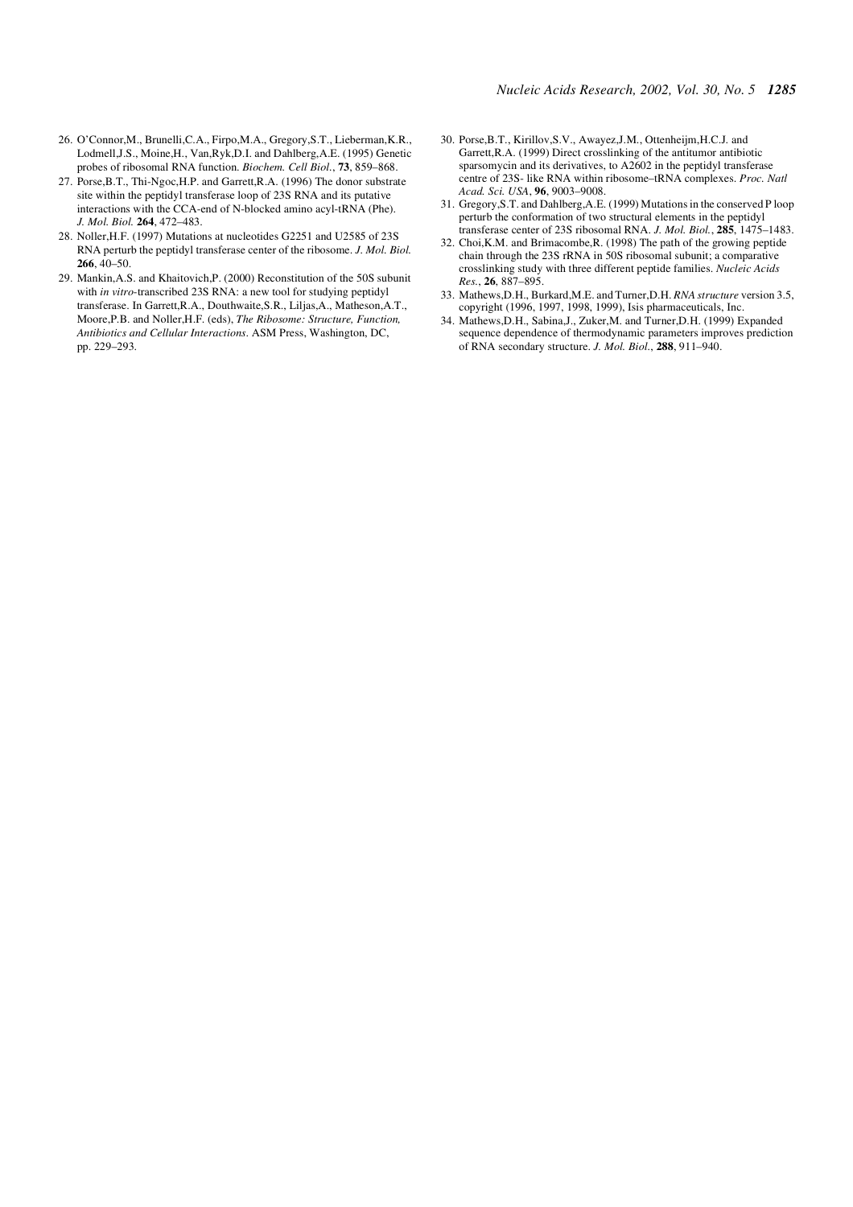26. O'Connor,M., Brunelli,C.A., Firpo,M.A., Gregory,S.T., Lieberman,K.R., Lodmell,J.S., Moine,H., Van,Ryk,D.I. and Dahlberg,A.E. (1995) Genetic probes of ribosomal RNA function. *Biochem. Cell Biol.*, **73**, 859–868.
27. Porse,B.T., Thi-Ngoc,H.P. and Garrett,R.A. (1996) The donor substrate site within the peptidyl transferase loop of 23S RNA and its putative interactions with the CCA-end of N-blocked amino acyl-tRNA (Phe). *J. Mol. Biol.* **264**, 472–483.
28. Noller,H.F. (1997) Mutations at nucleotides G2251 and U2585 of 23S RNA perturb the peptidyl transferase center of the ribosome. *J. Mol. Biol.* **266**, 40–50.
29. Mankin,A.S. and Khaitovich,P. (2000) Reconstitution of the 50S subunit with *in vitro*-transcribed 23S RNA: a new tool for studying peptidyl transferase. In Garrett,R.A., Douthwaite,S.R., Liljas,A., Matheson,A.T., Moore,P.B. and Noller,H.F. (eds), *The Ribosome: Structure, Function, Antibiotics and Cellular Interactions*. ASM Press, Washington, DC, pp. 229–293.
30. Porse,B.T., Kirillov,S.V., Awayez,J.M., Ottenheijm,H.C.J. and Garrett,R.A. (1999) Direct crosslinking of the antitumor antibiotic sparsomycin and its derivatives, to A2602 in the peptidyl transferase centre of 23S- like RNA within ribosome–tRNA complexes. *Proc. Natl Acad. Sci. USA*, **96**, 9003–9008.
31. Gregory,S.T. and Dahlberg,A.E. (1999) Mutations in the conserved P loop perturb the conformation of two structural elements in the peptidyl transferase center of 23S ribosomal RNA. *J. Mol. Biol.*, **285**, 1475–1483.
32. Choi,K.M. and Brimacombe,R. (1998) The path of the growing peptide chain through the 23S rRNA in 50S ribosomal subunit; a comparative crosslinking study with three different peptide families. *Nucleic Acids Res.*, **26**, 887–895.
33. Mathews,D.H., Burkard,M.E. and Turner,D.H. *RNA structure* version 3.5, copyright (1996, 1997, 1998, 1999), Isis pharmaceuticals, Inc.
34. Mathews,D.H., Sabina,J., Zuker,M. and Turner,D.H. (1999) Expanded sequence dependence of thermodynamic parameters improves prediction of RNA secondary structure. *J. Mol. Biol.*, **288**, 911–940.